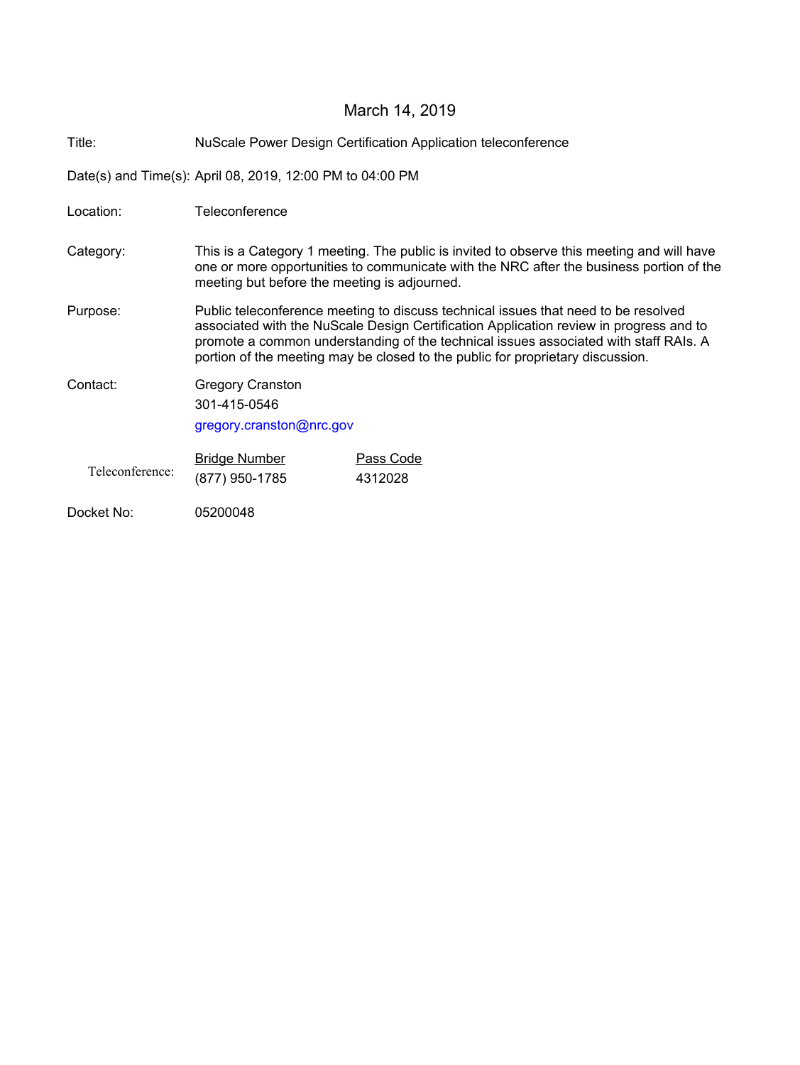March 14, 2019

| | |
|---|---|
| Title: | NuScale Power Design Certification Application teleconference |
| Date(s) and Time(s): | April 08, 2019, 12:00 PM to 04:00 PM |
| Location: | Teleconference |
| Category: | This is a Category 1 meeting. The public is invited to observe this meeting and will have one or more opportunities to communicate with the NRC after the business portion of the meeting but before the meeting is adjourned. |
| Purpose: | Public teleconference meeting to discuss technical issues that need to be resolved associated with the NuScale Design Certification Application review in progress and to promote a common understanding of the technical issues associated with staff RAIs. A portion of the meeting may be closed to the public for proprietary discussion. |
| Contact: | Gregory Cranston<br>301-415-0546<br>gregory.cranston@nrc.gov |

| Teleconference: | Bridge Number | Pass Code |
|---|---|---|
| | (877) 950-1785 | 4312028 |

Docket No: 05200048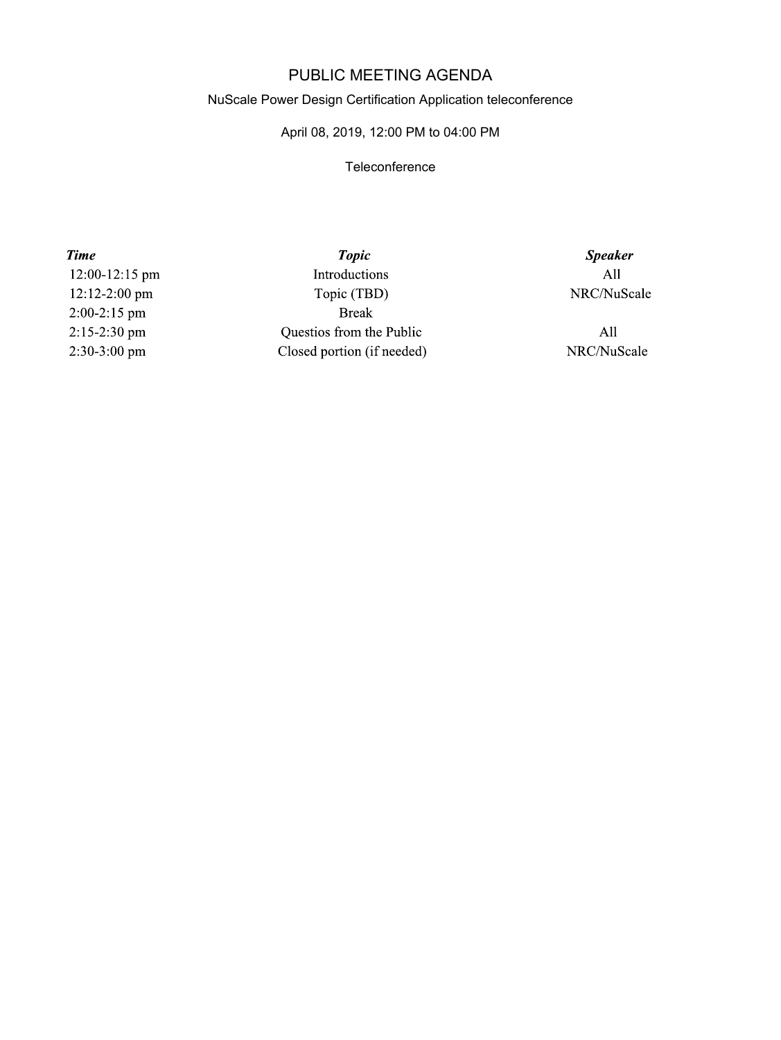# PUBLIC MEETING AGENDA

NuScale Power Design Certification Application teleconference

April 08, 2019, 12:00 PM to 04:00 PM

Teleconference

| *Time* | *Topic* | *Speaker* |
|---|---|---|
| 12:00-12:15 pm | Introductions | All |
| 12:12-2:00 pm | Topic (TBD) | NRC/NuScale |
| 2:00-2:15 pm | Break | |
| 2:15-2:30 pm | Questios from the Public | All |
| 2:30-3:00 pm | Closed portion (if needed) | NRC/NuScale |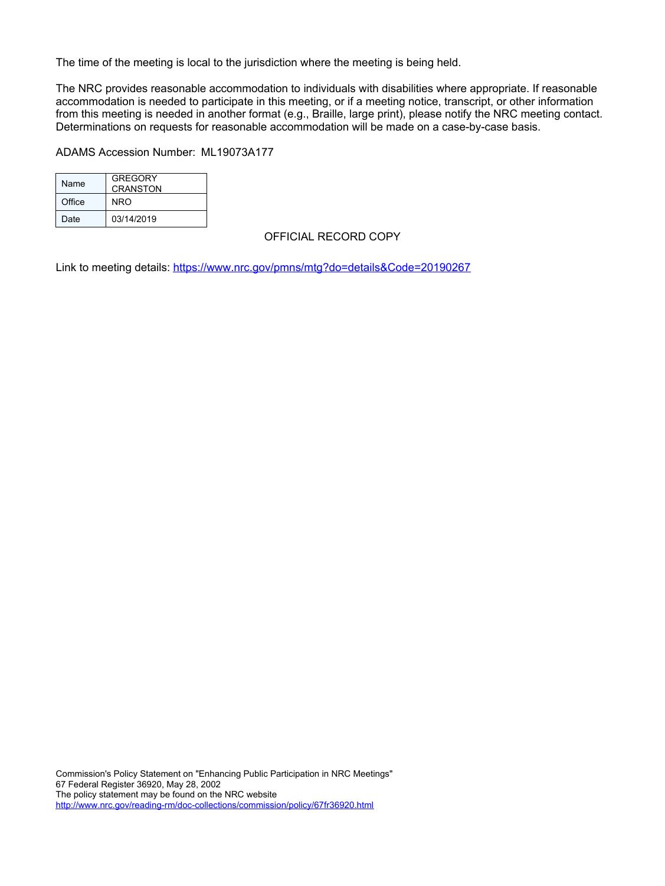The time of the meeting is local to the jurisdiction where the meeting is being held.

The NRC provides reasonable accommodation to individuals with disabilities where appropriate. If reasonable accommodation is needed to participate in this meeting, or if a meeting notice, transcript, or other information from this meeting is needed in another format (e.g., Braille, large print), please notify the NRC meeting contact. Determinations on requests for reasonable accommodation will be made on a case-by-case basis.

ADAMS Accession Number: ML19073A177

| | |
|---|---|
| Name | GREGORY CRANSTON |
| Office | NRO |
| Date | 03/14/2019 |

OFFICIAL RECORD COPY

Link to meeting details: https://www.nrc.gov/pmns/mtg?do=details&Code=20190267

Commission's Policy Statement on "Enhancing Public Participation in NRC Meetings"
67 Federal Register 36920, May 28, 2002
The policy statement may be found on the NRC website
http://www.nrc.gov/reading-rm/doc-collections/commission/policy/67fr36920.html